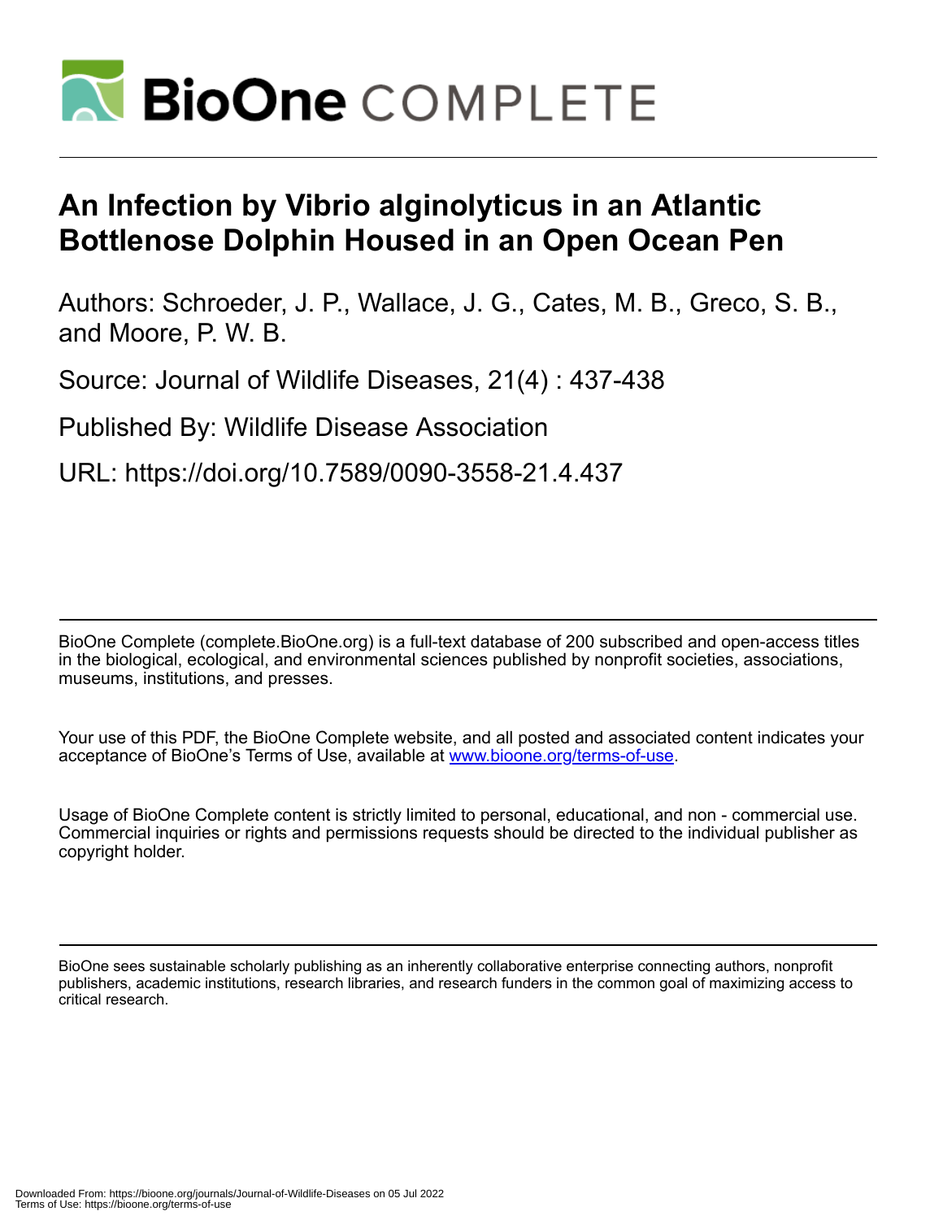# An Infection by Vibrio alginolyticus in an Atlantic Bottlenose Dolphin Housed in an Open Ocean Pen

Authors: Schroeder, J. P., Wallace, J. G., Cates, M. B., Greco, S. B., and Moore, P. W. B.

Source: Journal of Wildlife Diseases, 21(4) : 437-438

Published By: Wildlife Disease Association

URL: https://doi.org/10.7589/0090-3558-21.4.437

BioOne Complete (complete.BioOne.org) is a full-text database of 200 subscribed and open-access titles in the biological, ecological, and environmental sciences published by nonprofit societies, associations, museums, institutions, and presses.

Your use of this PDF, the BioOne Complete website, and all posted and associated content indicates your acceptance of BioOne's Terms of Use, available at www.bioone.org/terms-of-use.

Usage of BioOne Complete content is strictly limited to personal, educational, and non - commercial use. Commercial inquiries or rights and permissions requests should be directed to the individual publisher as copyright holder.

BioOne sees sustainable scholarly publishing as an inherently collaborative enterprise connecting authors, nonprofit publishers, academic institutions, research libraries, and research funders in the common goal of maximizing access to critical research.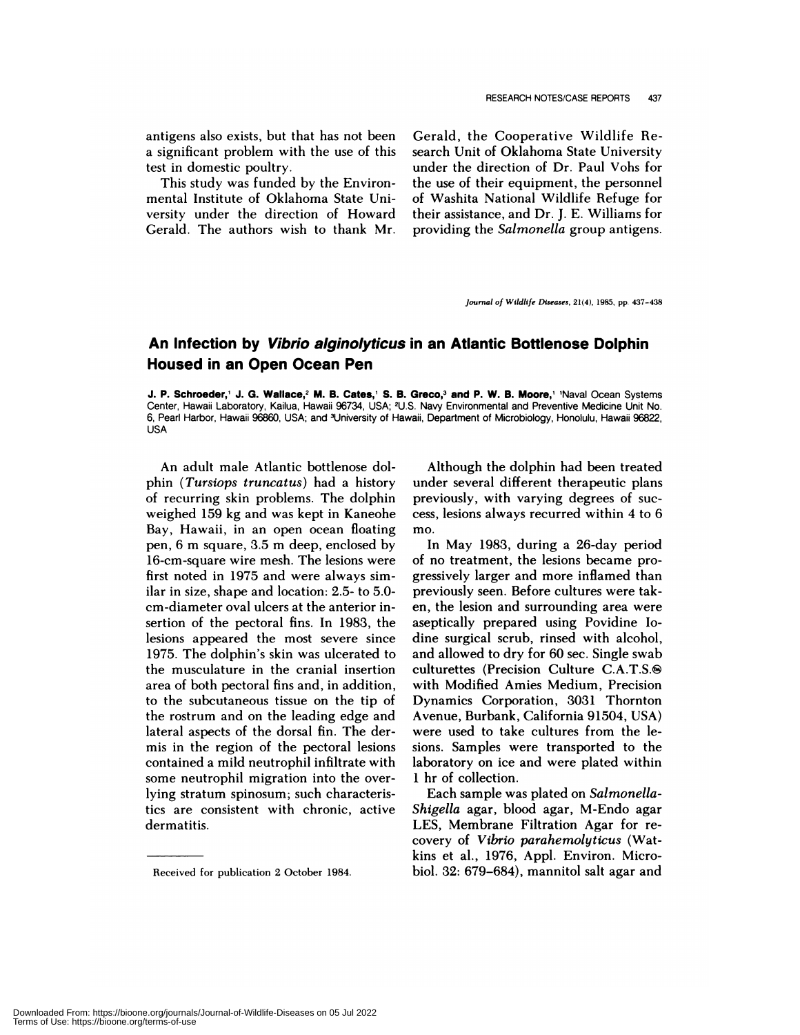antigens also exists, but that has not been a significant problem with the use of this test in domestic poultry.

This study was funded by the Environmental Institute of Oklahoma State University under the direction of Howard Gerald. The authors wish to thank Mr. Gerald, the Cooperative Wildlife Research Unit of Oklahoma State University under the direction of Dr. Paul Vohs for the use of their equipment, the personnel of Washita National Wildlife Refuge for their assistance, and Dr. J. E. Williams for providing the *Salmonella* group antigens.

*Journal of Wildlife Diseases*, 21(4), 1985, pp. 437–438

# An Infection by *Vibrio alginolyticus* in an Atlantic Bottlenose Dolphin Housed in an Open Ocean Pen

**J. P. Schroeder,[1] J. G. Wallace,[2] M. B. Cates,[1] S. B. Greco,[3] and P. W. B. Moore,[1]** [1]Naval Ocean Systems Center, Hawaii Laboratory, Kailua, Hawaii 96734, USA; [2]U.S. Navy Environmental and Preventive Medicine Unit No. 6, Pearl Harbor, Hawaii 96860, USA; and [3]University of Hawaii, Department of Microbiology, Honolulu, Hawaii 96822, USA

An adult male Atlantic bottlenose dolphin (*Tursiops truncatus*) had a history of recurring skin problems. The dolphin weighed 159 kg and was kept in Kaneohe Bay, Hawaii, in an open ocean floating pen, 6 m square, 3.5 m deep, enclosed by 16-cm-square wire mesh. The lesions were first noted in 1975 and were always similar in size, shape and location: 2.5- to 5.0-cm-diameter oval ulcers at the anterior insertion of the pectoral fins. In 1983, the lesions appeared the most severe since 1975. The dolphin's skin was ulcerated to the musculature in the cranial insertion area of both pectoral fins and, in addition, to the subcutaneous tissue on the tip of the rostrum and on the leading edge and lateral aspects of the dorsal fin. The dermis in the region of the pectoral lesions contained a mild neutrophil infiltrate with some neutrophil migration into the overlying stratum spinosum; such characteristics are consistent with chronic, active dermatitis.

Although the dolphin had been treated under several different therapeutic plans previously, with varying degrees of success, lesions always recurred within 4 to 6 mo.

In May 1983, during a 26-day period of no treatment, the lesions became progressively larger and more inflamed than previously seen. Before cultures were taken, the lesion and surrounding area were aseptically prepared using Povidine Iodine surgical scrub, rinsed with alcohol, and allowed to dry for 60 sec. Single swab culturettes (Precision Culture C.A.T.S.® with Modified Amies Medium, Precision Dynamics Corporation, 3031 Thornton Avenue, Burbank, California 91504, USA) were used to take cultures from the lesions. Samples were transported to the laboratory on ice and were plated within 1 hr of collection.

Each sample was plated on *Salmonella-Shigella* agar, blood agar, M-Endo agar LES, Membrane Filtration Agar for recovery of *Vibrio parahemolyticus* (Watkins et al., 1976, Appl. Environ. Microbiol. 32: 679–684), mannitol salt agar and

Received for publication 2 October 1984.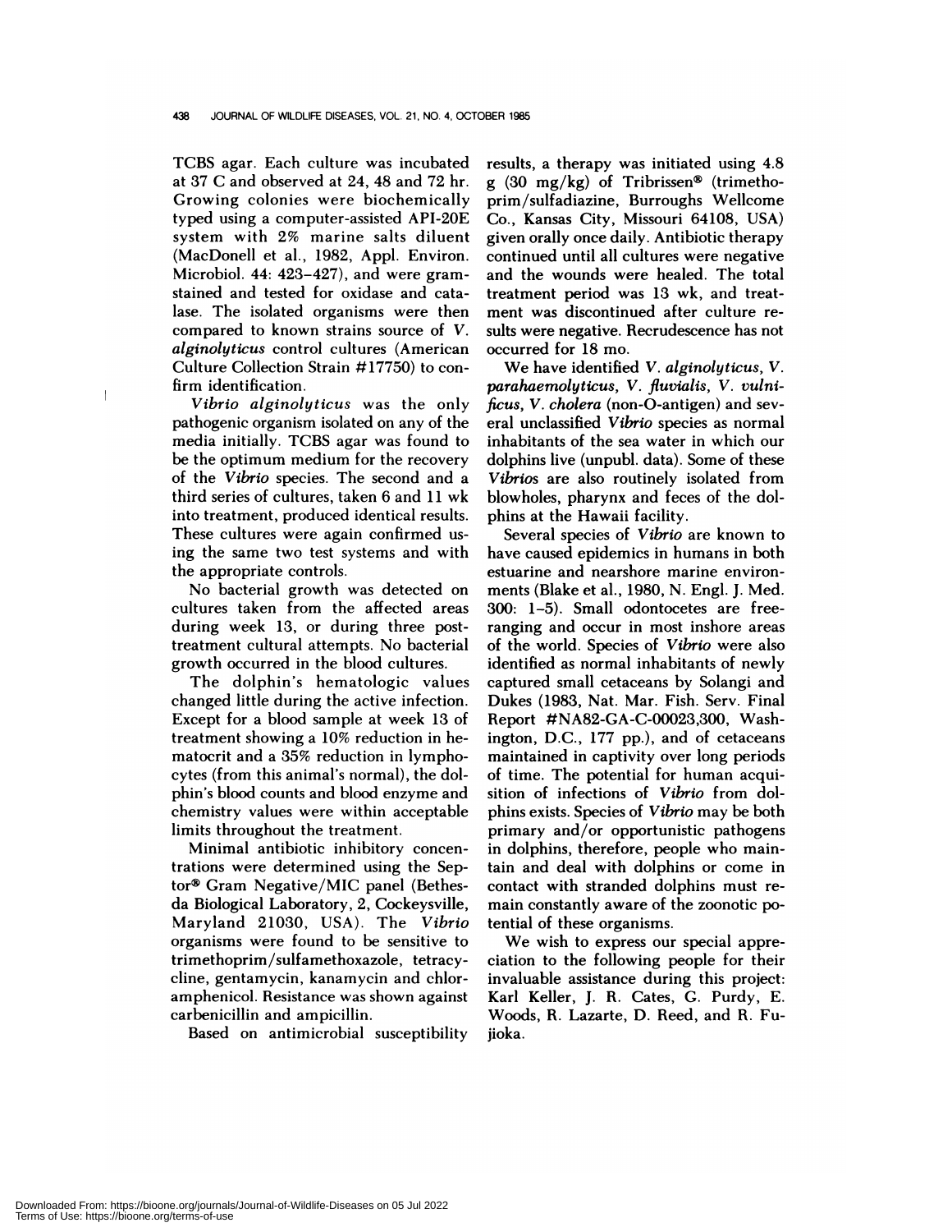TCBS agar. Each culture was incubated at 37 C and observed at 24, 48 and 72 hr. Growing colonies were biochemically typed using a computer-assisted API-20E system with 2% marine salts diluent (MacDonell et al., 1982, Appl. Environ. Microbiol. 44: 423–427), and were gram-stained and tested for oxidase and catalase. The isolated organisms were then compared to known strains source of *V. alginolyticus* control cultures (American Culture Collection Strain #17750) to confirm identification.

*Vibrio alginolyticus* was the only pathogenic organism isolated on any of the media initially. TCBS agar was found to be the optimum medium for the recovery of the *Vibrio* species. The second and a third series of cultures, taken 6 and 11 wk into treatment, produced identical results. These cultures were again confirmed using the same two test systems and with the appropriate controls.

No bacterial growth was detected on cultures taken from the affected areas during week 13, or during three post-treatment cultural attempts. No bacterial growth occurred in the blood cultures.

The dolphin's hematologic values changed little during the active infection. Except for a blood sample at week 13 of treatment showing a 10% reduction in hematocrit and a 35% reduction in lymphocytes (from this animal's normal), the dolphin's blood counts and blood enzyme and chemistry values were within acceptable limits throughout the treatment.

Minimal antibiotic inhibitory concentrations were determined using the Septor® Gram Negative/MIC panel (Bethesda Biological Laboratory, 2, Cockeysville, Maryland 21030, USA). The *Vibrio* organisms were found to be sensitive to trimethoprim/sulfamethoxazole, tetracycline, gentamycin, kanamycin and chloramphenicol. Resistance was shown against carbenicillin and ampicillin.

Based on antimicrobial susceptibility results, a therapy was initiated using 4.8 g (30 mg/kg) of Tribrissen® (trimethoprim/sulfadiazine, Burroughs Wellcome Co., Kansas City, Missouri 64108, USA) given orally once daily. Antibiotic therapy continued until all cultures were negative and the wounds were healed. The total treatment period was 13 wk, and treatment was discontinued after culture results were negative. Recrudescence has not occurred for 18 mo.

We have identified *V. alginolyticus*, *V. parahaemolyticus*, *V. fluvialis*, *V. vulnificus*, *V. cholera* (non-O-antigen) and several unclassified *Vibrio* species as normal inhabitants of the sea water in which our dolphins live (unpubl. data). Some of these *Vibrios* are also routinely isolated from blowholes, pharynx and feces of the dolphins at the Hawaii facility.

Several species of *Vibrio* are known to have caused epidemics in humans in both estuarine and nearshore marine environments (Blake et al., 1980, N. Engl. J. Med. 300: 1–5). Small odontocetes are free-ranging and occur in most inshore areas of the world. Species of *Vibrio* were also identified as normal inhabitants of newly captured small cetaceans by Solangi and Dukes (1983, Nat. Mar. Fish. Serv. Final Report #NA82-GA-C-00023,300, Washington, D.C., 177 pp.), and of cetaceans maintained in captivity over long periods of time. The potential for human acquisition of infections of *Vibrio* from dolphins exists. Species of *Vibrio* may be both primary and/or opportunistic pathogens in dolphins, therefore, people who maintain and deal with dolphins or come in contact with stranded dolphins must remain constantly aware of the zoonotic potential of these organisms.

We wish to express our special appreciation to the following people for their invaluable assistance during this project: Karl Keller, J. R. Cates, G. Purdy, E. Woods, R. Lazarte, D. Reed, and R. Fujioka.